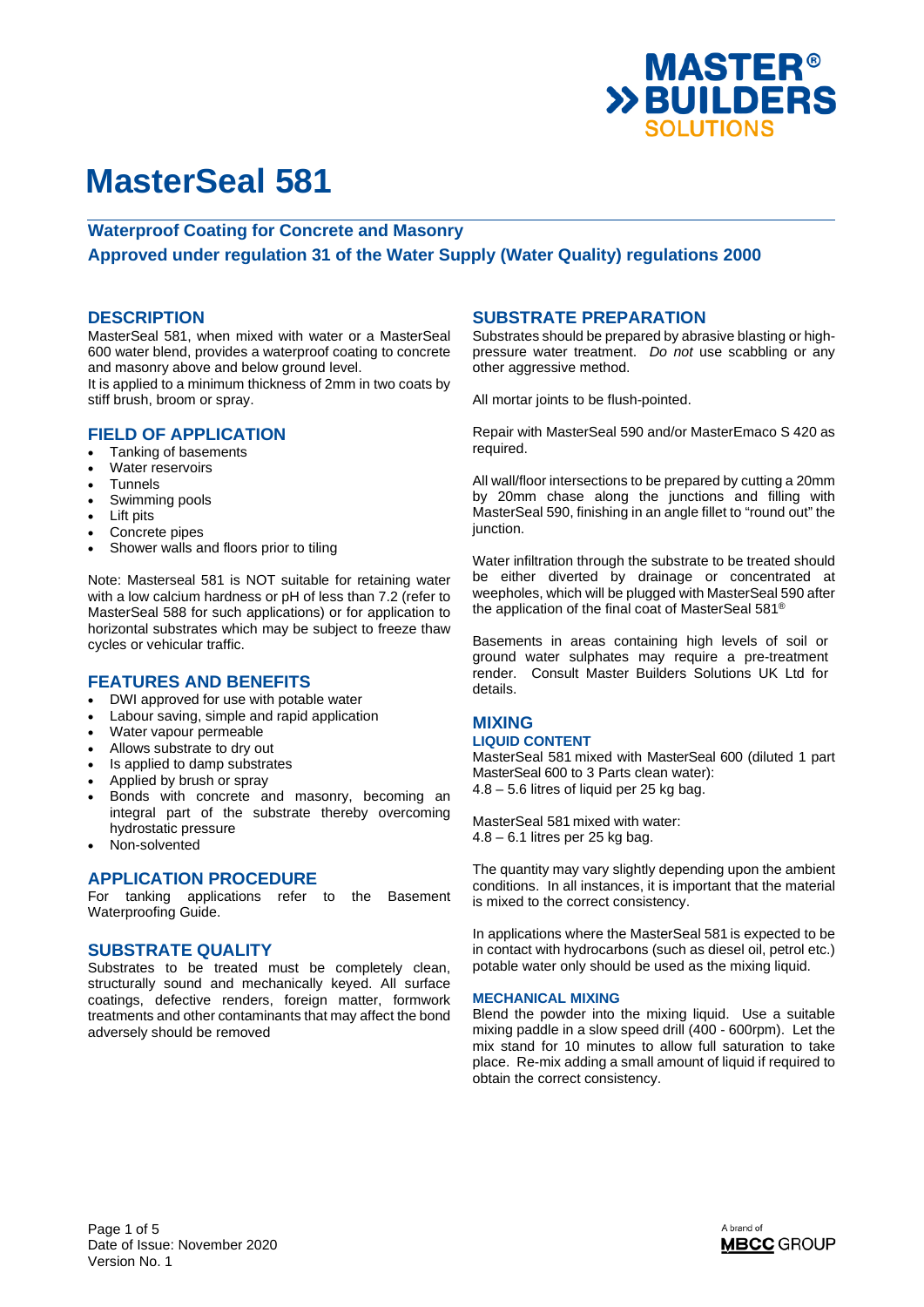# MasterSeal 581

### Waterproof Coating for Concrete and Masonry

### Approved under regulation 31 of the Water Supply (Water Quality) regulations 2000

## DESCRIPTION

MasterSeal 581, when mixed with water or a MasterSeal 600 water blend, provides a waterproof coating to concrete and masonry above and below ground level.
It is applied to a minimum thickness of 2mm in two coats by stiff brush, broom or spray.

## FIELD OF APPLICATION

- Tanking of basements
- Water reservoirs
- Tunnels
- Swimming pools
- Lift pits
- Concrete pipes
- Shower walls and floors prior to tiling

Note: Masterseal 581 is NOT suitable for retaining water with a low calcium hardness or pH of less than 7.2 (refer to MasterSeal 588 for such applications) or for application to horizontal substrates which may be subject to freeze thaw cycles or vehicular traffic.

## FEATURES AND BENEFITS

- DWI approved for use with potable water
- Labour saving, simple and rapid application
- Water vapour permeable
- Allows substrate to dry out
- Is applied to damp substrates
- Applied by brush or spray
- Bonds with concrete and masonry, becoming an integral part of the substrate thereby overcoming hydrostatic pressure
- Non-solvented

## APPLICATION PROCEDURE

For tanking applications refer to the Basement Waterproofing Guide.

## SUBSTRATE QUALITY

Substrates to be treated must be completely clean, structurally sound and mechanically keyed. All surface coatings, defective renders, foreign matter, formwork treatments and other contaminants that may affect the bond adversely should be removed

## SUBSTRATE PREPARATION

Substrates should be prepared by abrasive blasting or high-pressure water treatment. *Do not* use scabbling or any other aggressive method.

All mortar joints to be flush-pointed.

Repair with MasterSeal 590 and/or MasterEmaco S 420 as required.

All wall/floor intersections to be prepared by cutting a 20mm by 20mm chase along the junctions and filling with MasterSeal 590, finishing in an angle fillet to "round out" the junction.

Water infiltration through the substrate to be treated should be either diverted by drainage or concentrated at weepholes, which will be plugged with MasterSeal 590 after the application of the final coat of MasterSeal 581®

Basements in areas containing high levels of soil or ground water sulphates may require a pre-treatment render. Consult Master Builders Solutions UK Ltd for details.

## MIXING

### LIQUID CONTENT

MasterSeal 581 mixed with MasterSeal 600 (diluted 1 part MasterSeal 600 to 3 Parts clean water):
4.8 – 5.6 litres of liquid per 25 kg bag.

MasterSeal 581 mixed with water:
4.8 – 6.1 litres per 25 kg bag.

The quantity may vary slightly depending upon the ambient conditions. In all instances, it is important that the material is mixed to the correct consistency.

In applications where the MasterSeal 581 is expected to be in contact with hydrocarbons (such as diesel oil, petrol etc.) potable water only should be used as the mixing liquid.

### MECHANICAL MIXING

Blend the powder into the mixing liquid. Use a suitable mixing paddle in a slow speed drill (400 - 600rpm). Let the mix stand for 10 minutes to allow full saturation to take place. Re-mix adding a small amount of liquid if required to obtain the correct consistency.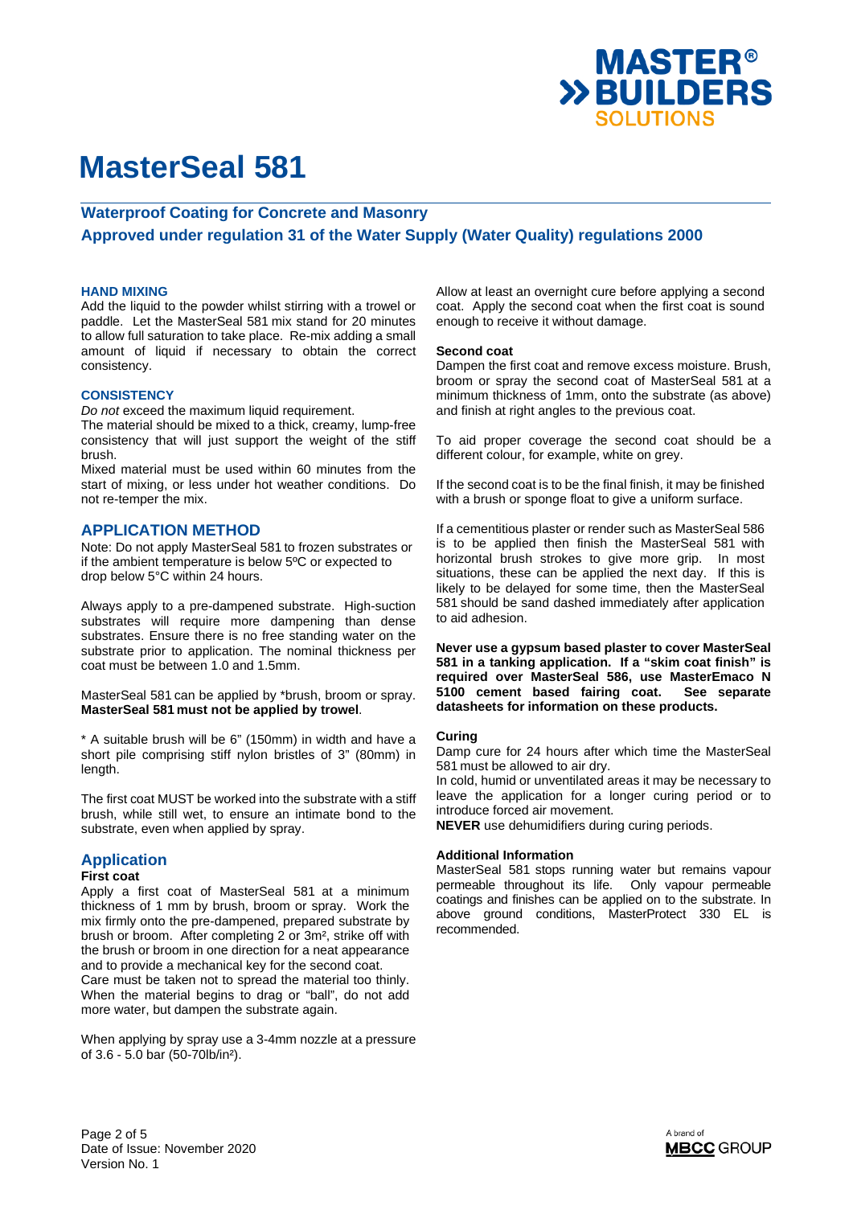# MasterSeal 581

## Waterproof Coating for Concrete and Masonry

## Approved under regulation 31 of the Water Supply (Water Quality) regulations 2000

### HAND MIXING

Add the liquid to the powder whilst stirring with a trowel or paddle. Let the MasterSeal 581 mix stand for 20 minutes to allow full saturation to take place. Re-mix adding a small amount of liquid if necessary to obtain the correct consistency.

### CONSISTENCY

*Do not* exceed the maximum liquid requirement.

The material should be mixed to a thick, creamy, lump-free consistency that will just support the weight of the stiff brush.

Mixed material must be used within 60 minutes from the start of mixing, or less under hot weather conditions. Do not re-temper the mix.

## APPLICATION METHOD

Note: Do not apply MasterSeal 581 to frozen substrates or if the ambient temperature is below 5ºC or expected to drop below 5°C within 24 hours.

Always apply to a pre-dampened substrate. High-suction substrates will require more dampening than dense substrates. Ensure there is no free standing water on the substrate prior to application. The nominal thickness per coat must be between 1.0 and 1.5mm.

MasterSeal 581 can be applied by *brush, broom or spray. **MasterSeal 581 must not be applied by trowel**.

* A suitable brush will be 6" (150mm) in width and have a short pile comprising stiff nylon bristles of 3" (80mm) in length.

The first coat MUST be worked into the substrate with a stiff brush, while still wet, to ensure an intimate bond to the substrate, even when applied by spray.

## Application

**First coat**

Apply a first coat of MasterSeal 581 at a minimum thickness of 1 mm by brush, broom or spray. Work the mix firmly onto the pre-dampened, prepared substrate by brush or broom. After completing 2 or 3m², strike off with the brush or broom in one direction for a neat appearance and to provide a mechanical key for the second coat.

Care must be taken not to spread the material too thinly. When the material begins to drag or "ball", do not add more water, but dampen the substrate again.

When applying by spray use a 3-4mm nozzle at a pressure of 3.6 - 5.0 bar (50-70lb/in²).

Allow at least an overnight cure before applying a second coat. Apply the second coat when the first coat is sound enough to receive it without damage.

**Second coat**

Dampen the first coat and remove excess moisture. Brush, broom or spray the second coat of MasterSeal 581 at a minimum thickness of 1mm, onto the substrate (as above) and finish at right angles to the previous coat.

To aid proper coverage the second coat should be a different colour, for example, white on grey.

If the second coat is to be the final finish, it may be finished with a brush or sponge float to give a uniform surface.

If a cementitious plaster or render such as MasterSeal 586 is to be applied then finish the MasterSeal 581 with horizontal brush strokes to give more grip. In most situations, these can be applied the next day. If this is likely to be delayed for some time, then the MasterSeal 581 should be sand dashed immediately after application to aid adhesion.

**Never use a gypsum based plaster to cover MasterSeal 581 in a tanking application. If a "skim coat finish" is required over MasterSeal 586, use MasterEmaco N 5100 cement based fairing coat. See separate datasheets for information on these products.**

**Curing**

Damp cure for 24 hours after which time the MasterSeal 581 must be allowed to air dry.

In cold, humid or unventilated areas it may be necessary to leave the application for a longer curing period or to introduce forced air movement.

**NEVER** use dehumidifiers during curing periods.

**Additional Information**

MasterSeal 581 stops running water but remains vapour permeable throughout its life. Only vapour permeable coatings and finishes can be applied on to the substrate. In above ground conditions, MasterProtect 330 EL is recommended.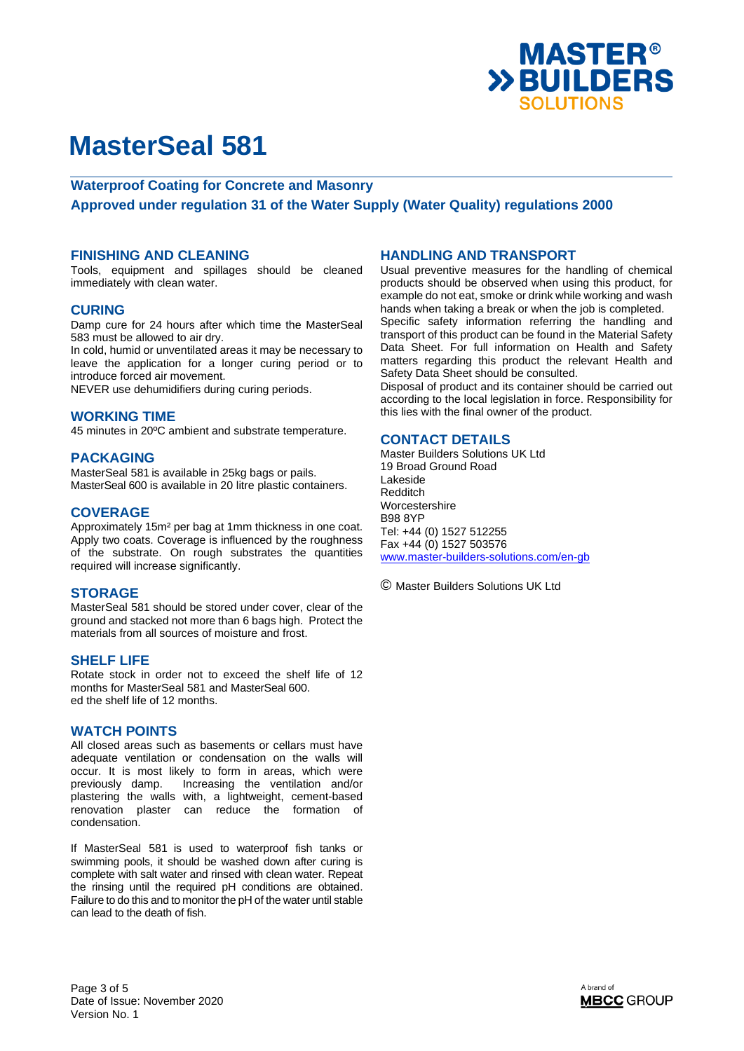# MasterSeal 581

**Waterproof Coating for Concrete and Masonry**

**Approved under regulation 31 of the Water Supply (Water Quality) regulations 2000**

## FINISHING AND CLEANING

Tools, equipment and spillages should be cleaned immediately with clean water.

## CURING

Damp cure for 24 hours after which time the MasterSeal 583 must be allowed to air dry.

In cold, humid or unventilated areas it may be necessary to leave the application for a longer curing period or to introduce forced air movement.

NEVER use dehumidifiers during curing periods.

## WORKING TIME

45 minutes in 20ºC ambient and substrate temperature.

## PACKAGING

MasterSeal 581 is available in 25kg bags or pails.
MasterSeal 600 is available in 20 litre plastic containers.

## COVERAGE

Approximately 15m² per bag at 1mm thickness in one coat. Apply two coats. Coverage is influenced by the roughness of the substrate. On rough substrates the quantities required will increase significantly.

## STORAGE

MasterSeal 581 should be stored under cover, clear of the ground and stacked not more than 6 bags high. Protect the materials from all sources of moisture and frost.

## SHELF LIFE

Rotate stock in order not to exceed the shelf life of 12 months for MasterSeal 581 and MasterSeal 600.
ed the shelf life of 12 months.

## WATCH POINTS

All closed areas such as basements or cellars must have adequate ventilation or condensation on the walls will occur. It is most likely to form in areas, which were previously damp. Increasing the ventilation and/or plastering the walls with, a lightweight, cement-based renovation plaster can reduce the formation of condensation.

If MasterSeal 581 is used to waterproof fish tanks or swimming pools, it should be washed down after curing is complete with salt water and rinsed with clean water. Repeat the rinsing until the required pH conditions are obtained. Failure to do this and to monitor the pH of the water until stable can lead to the death of fish.

## HANDLING AND TRANSPORT

Usual preventive measures for the handling of chemical products should be observed when using this product, for example do not eat, smoke or drink while working and wash hands when taking a break or when the job is completed.

Specific safety information referring the handling and transport of this product can be found in the Material Safety Data Sheet. For full information on Health and Safety matters regarding this product the relevant Health and Safety Data Sheet should be consulted.

Disposal of product and its container should be carried out according to the local legislation in force. Responsibility for this lies with the final owner of the product.

## CONTACT DETAILS

Master Builders Solutions UK Ltd
19 Broad Ground Road
Lakeside
Redditch
Worcestershire
B98 8YP
Tel: +44 (0) 1527 512255
Fax +44 (0) 1527 503576
www.master-builders-solutions.com/en-gb

© Master Builders Solutions UK Ltd

Date of Issue: November 2020
Version No. 1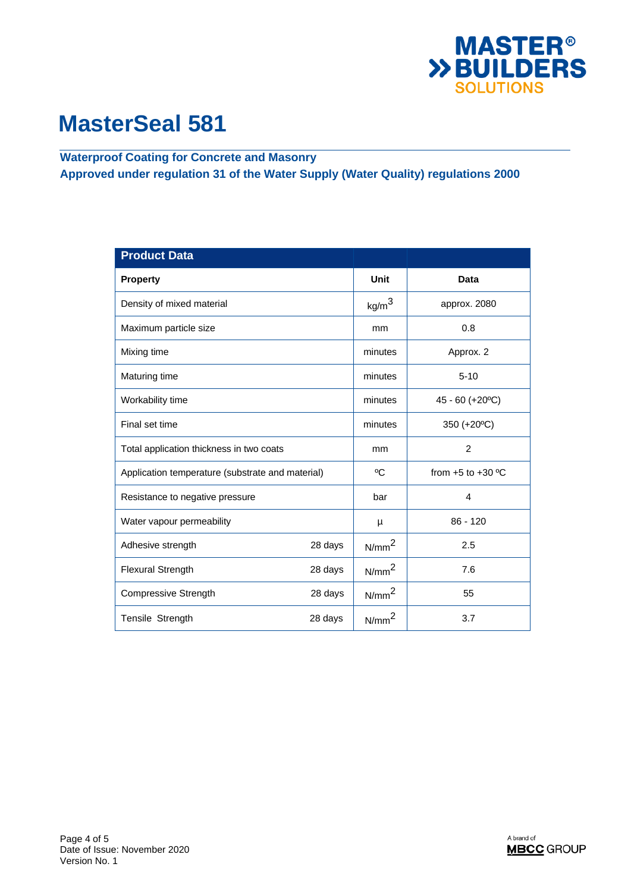# MasterSeal 581

**Waterproof Coating for Concrete and Masonry**
**Approved under regulation 31 of the Water Supply (Water Quality) regulations 2000**

| Product Data | | | |
|---|---|---|---|
| **Property** | | **Unit** | **Data** |
| Density of mixed material | | $kg/m^3$ | approx. 2080 |
| Maximum particle size | | mm | 0.8 |
| Mixing time | | minutes | Approx. 2 |
| Maturing time | | minutes | 5-10 |
| Workability time | | minutes | 45 - 60 (+20ºC) |
| Final set time | | minutes | 350 (+20ºC) |
| Total application thickness in two coats | | mm | 2 |
| Application temperature (substrate and material) | | ºC | from +5 to +30 ºC |
| Resistance to negative pressure | | bar | 4 |
| Water vapour permeability | | μ | 86 - 120 |
| Adhesive strength | 28 days | $N/mm^2$ | 2.5 |
| Flexural Strength | 28 days | $N/mm^2$ | 7.6 |
| Compressive Strength | 28 days | $N/mm^2$ | 55 |
| Tensile Strength | 28 days | $N/mm^2$ | 3.7 |

Date of Issue: November 2020
Version No. 1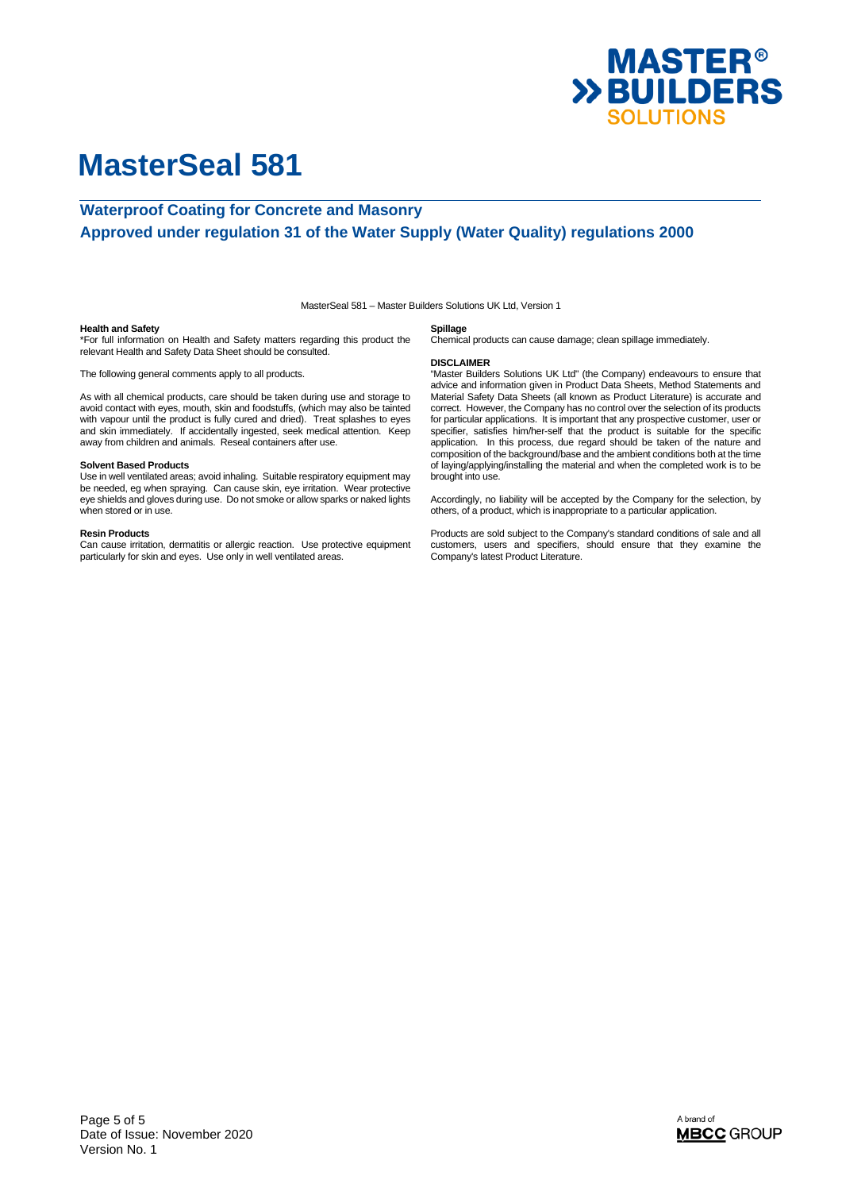# MasterSeal 581

## Waterproof Coating for Concrete and Masonry

## Approved under regulation 31 of the Water Supply (Water Quality) regulations 2000

MasterSeal 581 – Master Builders Solutions UK Ltd, Version 1

**Health and Safety**
*For full information on Health and Safety matters regarding this product the relevant Health and Safety Data Sheet should be consulted.

The following general comments apply to all products.

As with all chemical products, care should be taken during use and storage to avoid contact with eyes, mouth, skin and foodstuffs, (which may also be tainted with vapour until the product is fully cured and dried). Treat splashes to eyes and skin immediately. If accidentally ingested, seek medical attention. Keep away from children and animals. Reseal containers after use.

**Solvent Based Products**
Use in well ventilated areas; avoid inhaling. Suitable respiratory equipment may be needed, eg when spraying. Can cause skin, eye irritation. Wear protective eye shields and gloves during use. Do not smoke or allow sparks or naked lights when stored or in use.

**Resin Products**
Can cause irritation, dermatitis or allergic reaction. Use protective equipment particularly for skin and eyes. Use only in well ventilated areas.

**Spillage**
Chemical products can cause damage; clean spillage immediately.

**DISCLAIMER**
"Master Builders Solutions UK Ltd" (the Company) endeavours to ensure that advice and information given in Product Data Sheets, Method Statements and Material Safety Data Sheets (all known as Product Literature) is accurate and correct. However, the Company has no control over the selection of its products for particular applications. It is important that any prospective customer, user or specifier, satisfies him/her-self that the product is suitable for the specific application. In this process, due regard should be taken of the nature and composition of the background/base and the ambient conditions both at the time of laying/applying/installing the material and when the completed work is to be brought into use.

Accordingly, no liability will be accepted by the Company for the selection, by others, of a product, which is inappropriate to a particular application.

Products are sold subject to the Company's standard conditions of sale and all customers, users and specifiers, should ensure that they examine the Company's latest Product Literature.

Date of Issue: November 2020
Version No. 1